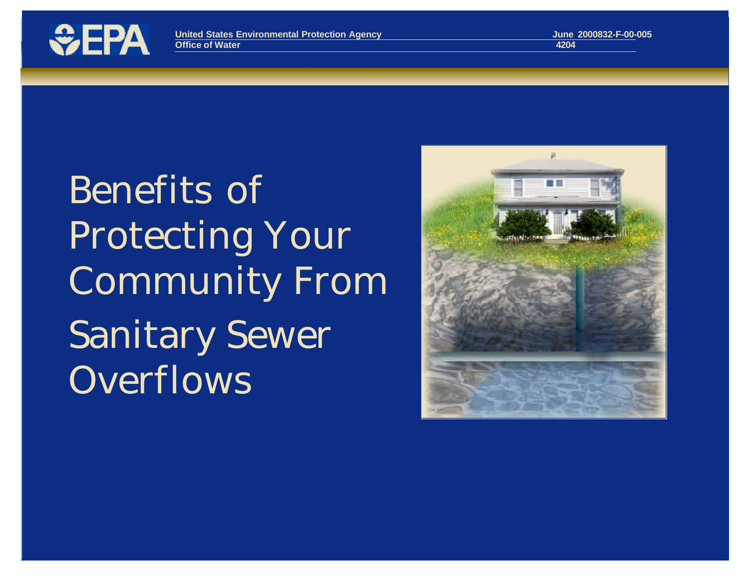United States Environmental Protection Agency
Office of Water
4204

June 2000
832-F-00-005

# Benefits of Protecting Your Community From Sanitary Sewer Overflows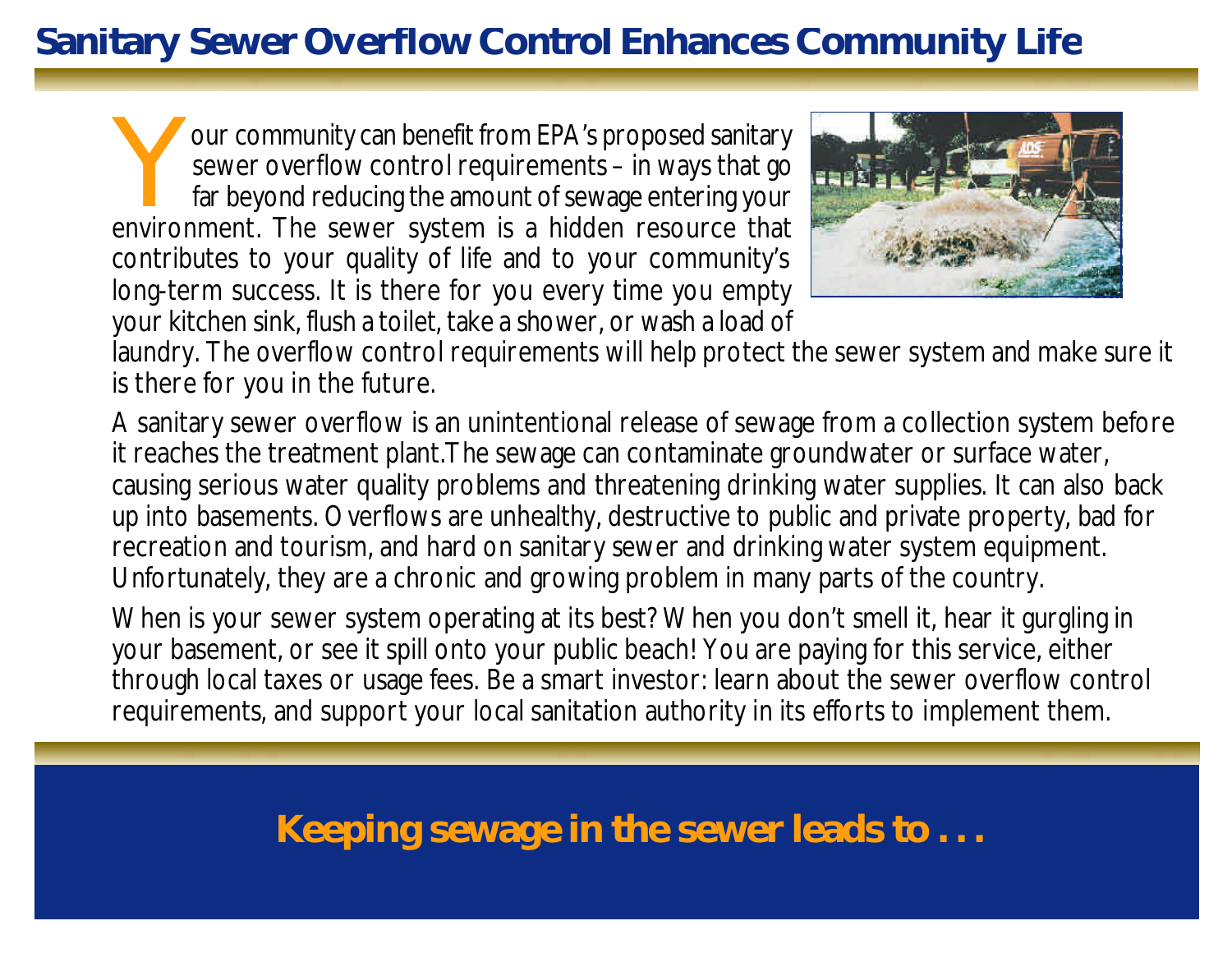# Sanitary Sewer Overflow Control Enhances Community Life

Your community can benefit from EPA's proposed sanitary sewer overflow control requirements – in ways that go far beyond reducing the amount of sewage entering your environment. The sewer system is a hidden resource that contributes to your quality of life and to your community's long-term success. It is there for you every time you empty your kitchen sink, flush a toilet, take a shower, or wash a load of laundry. The overflow control requirements will help protect the sewer system and make sure it is there for you in the future.

A sanitary sewer overflow is an unintentional release of sewage from a collection system before it reaches the treatment plant. The sewage can contaminate groundwater or surface water, causing serious water quality problems and threatening drinking water supplies. It can also back up into basements. Overflows are unhealthy, destructive to public and private property, bad for recreation and tourism, and hard on sanitary sewer and drinking water system equipment. Unfortunately, they are a chronic and growing problem in many parts of the country.

When is your sewer system operating at its best? When you don't smell it, hear it gurgling in your basement, or see it spill onto your public beach! You are paying for this service, either through local taxes or usage fees. Be a smart investor: learn about the sewer overflow control requirements, and support your local sanitation authority in its efforts to implement them.

**Keeping sewage in the sewer leads to . . .**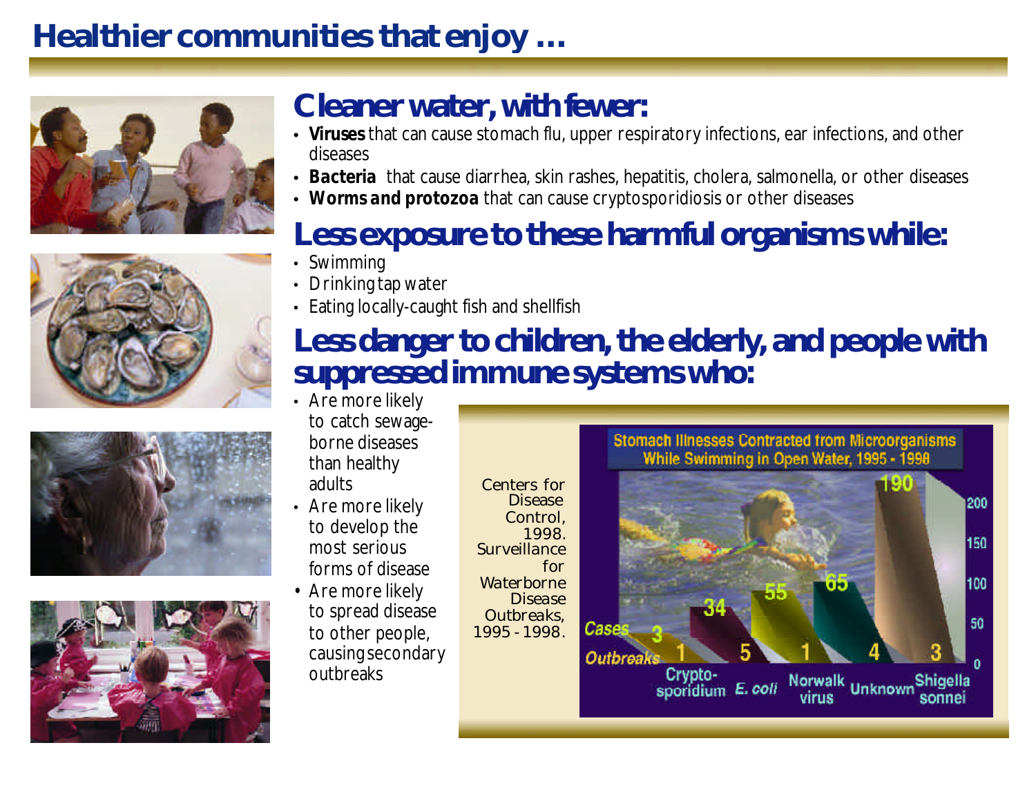# Healthier communities that enjoy …

## Cleaner water, with fewer:

- **Viruses** that can cause stomach flu, upper respiratory infections, ear infections, and other diseases
- **Bacteria** that cause diarrhea, skin rashes, hepatitis, cholera, salmonella, or other diseases
- **Worms and protozoa** that can cause cryptosporidiosis or other diseases

## Less exposure to these harmful organisms while:

- Swimming
- Drinking tap water
- Eating locally-caught fish and shellfish

## Less danger to children, the elderly, and people with suppressed immune systems who:

- Are more likely to catch sewage-borne diseases than healthy adults
- Are more likely to develop the most serious forms of disease
- Are more likely to spread disease to other people, causing secondary outbreaks

**Stomach Illnesses Contracted from Microorganisms While Swimming in Open Water, 1995 - 1998**

| | Cryptosporidium | E. coli | Norwalk virus | Unknown | Shigella sonnei |
|---|---|---|---|---|---|
| Cases | 3 | 34 | 55 | 65 | 190 |
| Outbreaks | 1 | 5 | 1 | 4 | 3 |

Centers for Disease Control, 1998. Surveillance for Waterborne Disease Outbreaks, 1995 - 1998.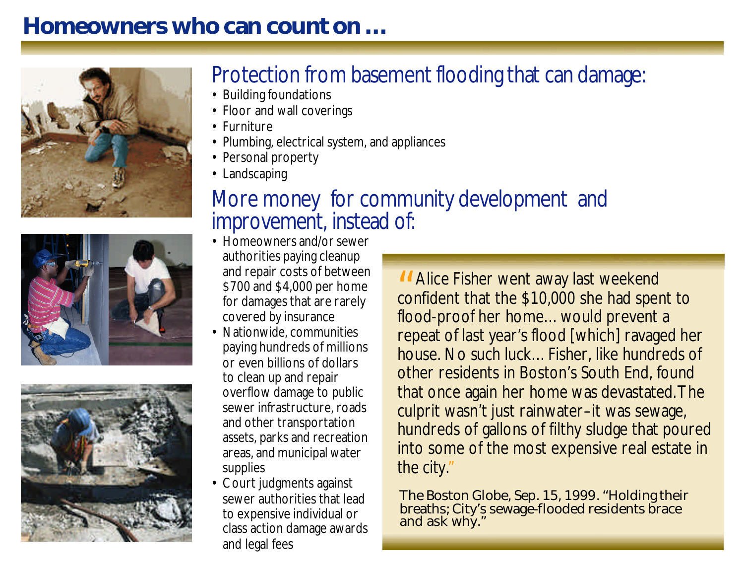# Homeowners who can count on …

## Protection from basement flooding that can damage:

- Building foundations
- Floor and wall coverings
- Furniture
- Plumbing, electrical system, and appliances
- Personal property
- Landscaping

## More money for community development and improvement, instead of:

- Homeowners and/or sewer authorities paying cleanup and repair costs of between $700 and $4,000 per home for damages that are rarely covered by insurance
- Nationwide, communities paying hundreds of millions or even billions of dollars to clean up and repair overflow damage to public sewer infrastructure, roads and other transportation assets, parks and recreation areas, and municipal water supplies
- Court judgments against sewer authorities that lead to expensive individual or class action damage awards and legal fees

> "Alice Fisher went away last weekend confident that the $10,000 she had spent to flood-proof her home… would prevent a repeat of last year's flood [which] ravaged her house. No such luck… Fisher, like hundreds of other residents in Boston's South End, found that once again her home was devastated. The culprit wasn't just rainwater–it was sewage, hundreds of gallons of filthy sludge that poured into some of the most expensive real estate in the city."
>
> The Boston Globe, Sep. 15, 1999. "Holding their breaths; City's sewage-flooded residents brace and ask why."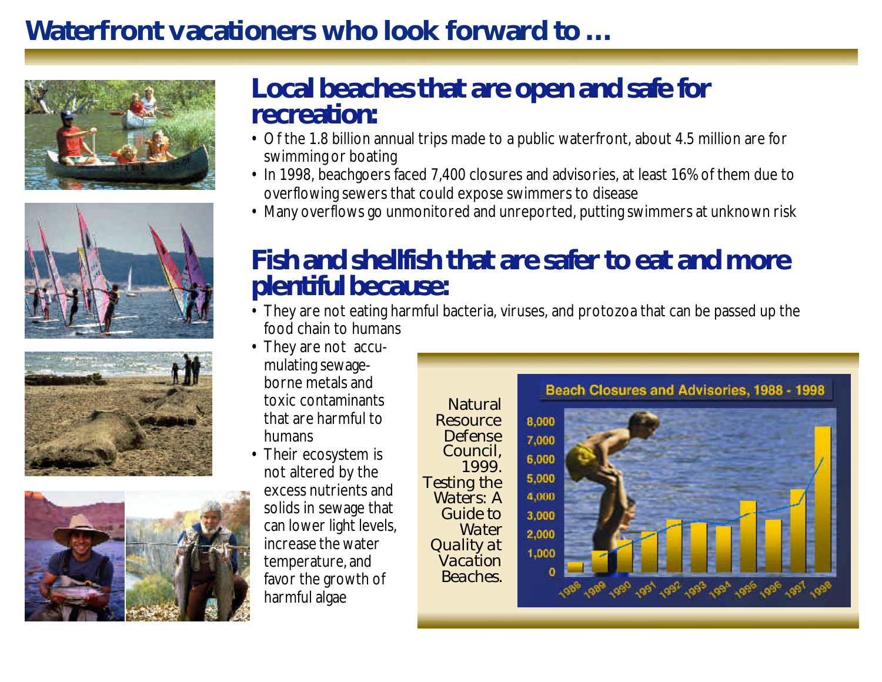# Waterfront vacationers who look forward to …

## Local beaches that are open and safe for recreation:

- Of the 1.8 billion annual trips made to a public waterfront, about 4.5 million are for swimming or boating
- In 1998, beachgoers faced 7,400 closures and advisories, at least 16% of them due to overflowing sewers that could expose swimmers to disease
- Many overflows go unmonitored and unreported, putting swimmers at unknown risk

## Fish and shellfish that are safer to eat and more plentiful because:

- They are not eating harmful bacteria, viruses, and protozoa that can be passed up the food chain to humans
- They are not accumulating sewage-borne metals and toxic contaminants that are harmful to humans
- Their ecosystem is not altered by the excess nutrients and solids in sewage that can lower light levels, increase the water temperature, and favor the growth of harmful algae

Natural Resource Defense Council, 1999. *Testing the Waters: A Guide to Water Quality at Vacation Beaches.*

**Beach Closures and Advisories, 1988 - 1998**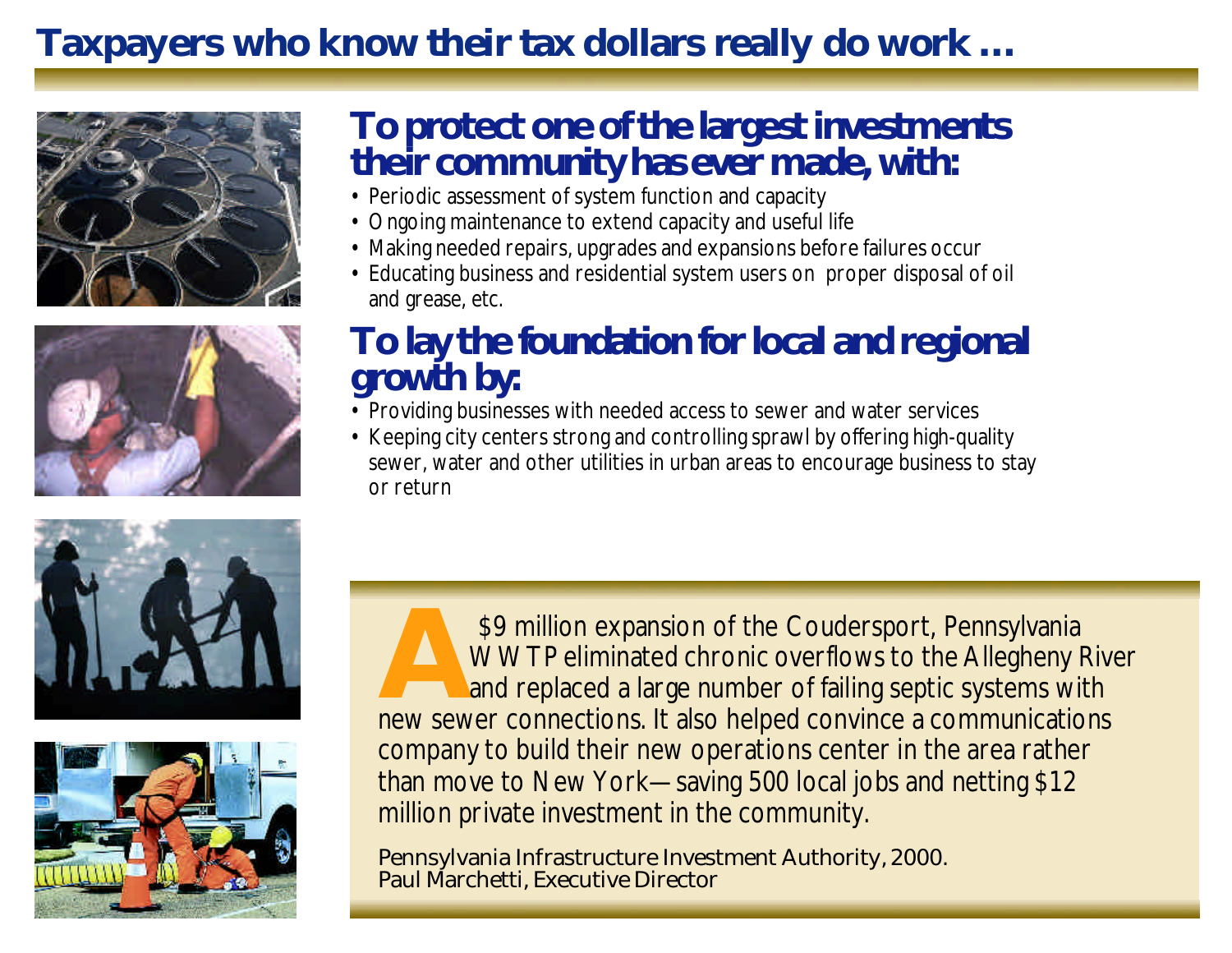# Taxpayers who know their tax dollars really do work …

## To protect one of the largest investments their community has ever made, with:

- Periodic assessment of system function and capacity
- Ongoing maintenance to extend capacity and useful life
- Making needed repairs, upgrades and expansions before failures occur
- Educating business and residential system users on proper disposal of oil and grease, etc.

## To lay the foundation for local and regional growth by:

- Providing businesses with needed access to sewer and water services
- Keeping city centers strong and controlling sprawl by offering high-quality sewer, water and other utilities in urban areas to encourage business to stay or return

A $9 million expansion of the Coudersport, Pennsylvania WWTP eliminated chronic overflows to the Allegheny River and replaced a large number of failing septic systems with new sewer connections. It also helped convince a communications company to build their new operations center in the area rather than move to New York—saving 500 local jobs and netting $12 million private investment in the community.

Pennsylvania Infrastructure Investment Authority, 2000.
Paul Marchetti, Executive Director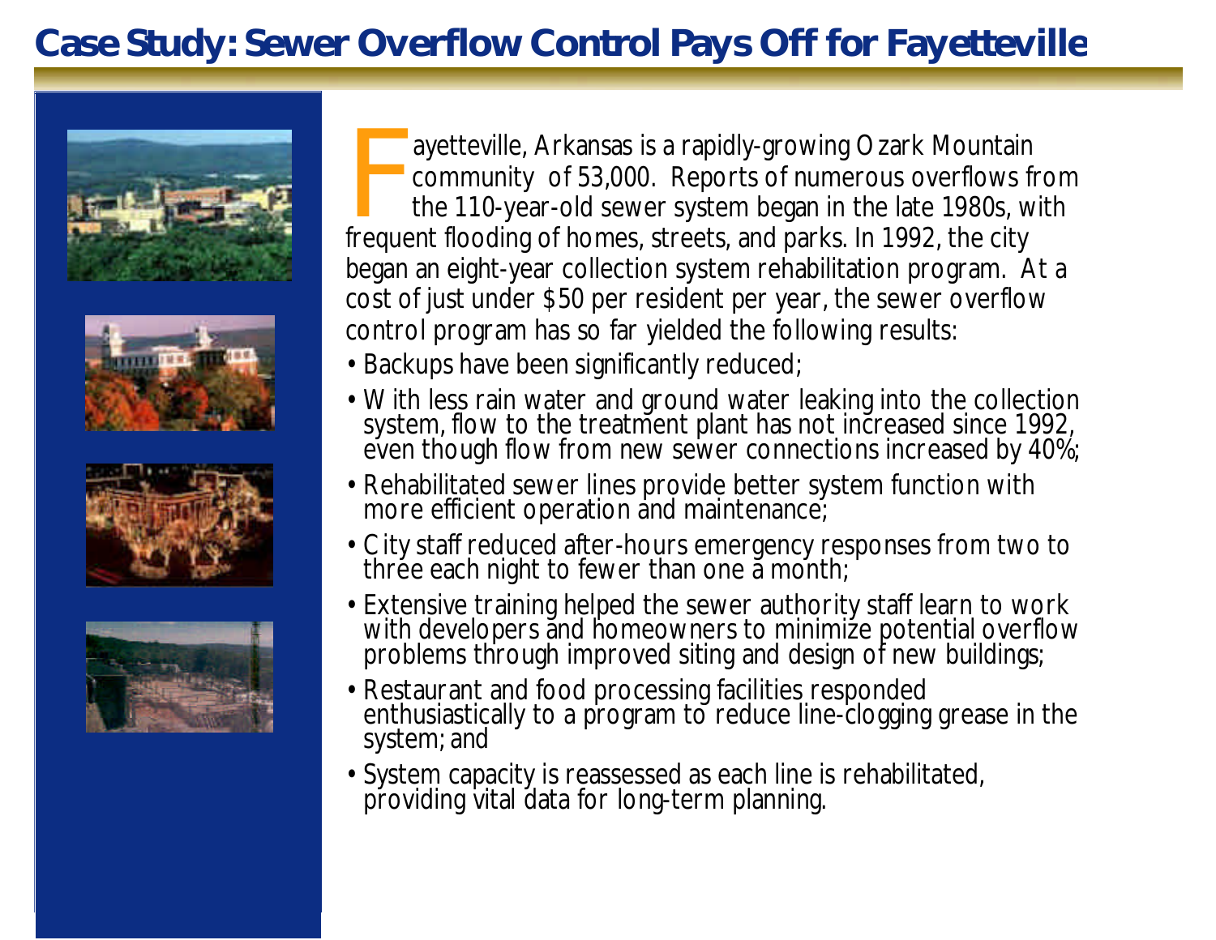# Case Study: Sewer Overflow Control Pays Off for Fayetteville

Fayetteville, Arkansas is a rapidly-growing Ozark Mountain community of 53,000. Reports of numerous overflows from the 110-year-old sewer system began in the late 1980s, with frequent flooding of homes, streets, and parks. In 1992, the city began an eight-year collection system rehabilitation program. At a cost of just under $50 per resident per year, the sewer overflow control program has so far yielded the following results:

- Backups have been significantly reduced;
- With less rain water and ground water leaking into the collection system, flow to the treatment plant has not increased since 1992, even though flow from new sewer connections increased by 40%;
- Rehabilitated sewer lines provide better system function with more efficient operation and maintenance;
- City staff reduced after-hours emergency responses from two to three each night to fewer than one a month;
- Extensive training helped the sewer authority staff learn to work with developers and homeowners to minimize potential overflow problems through improved siting and design of new buildings;
- Restaurant and food processing facilities responded enthusiastically to a program to reduce line-clogging grease in the system; and
- System capacity is reassessed as each line is rehabilitated, providing vital data for long-term planning.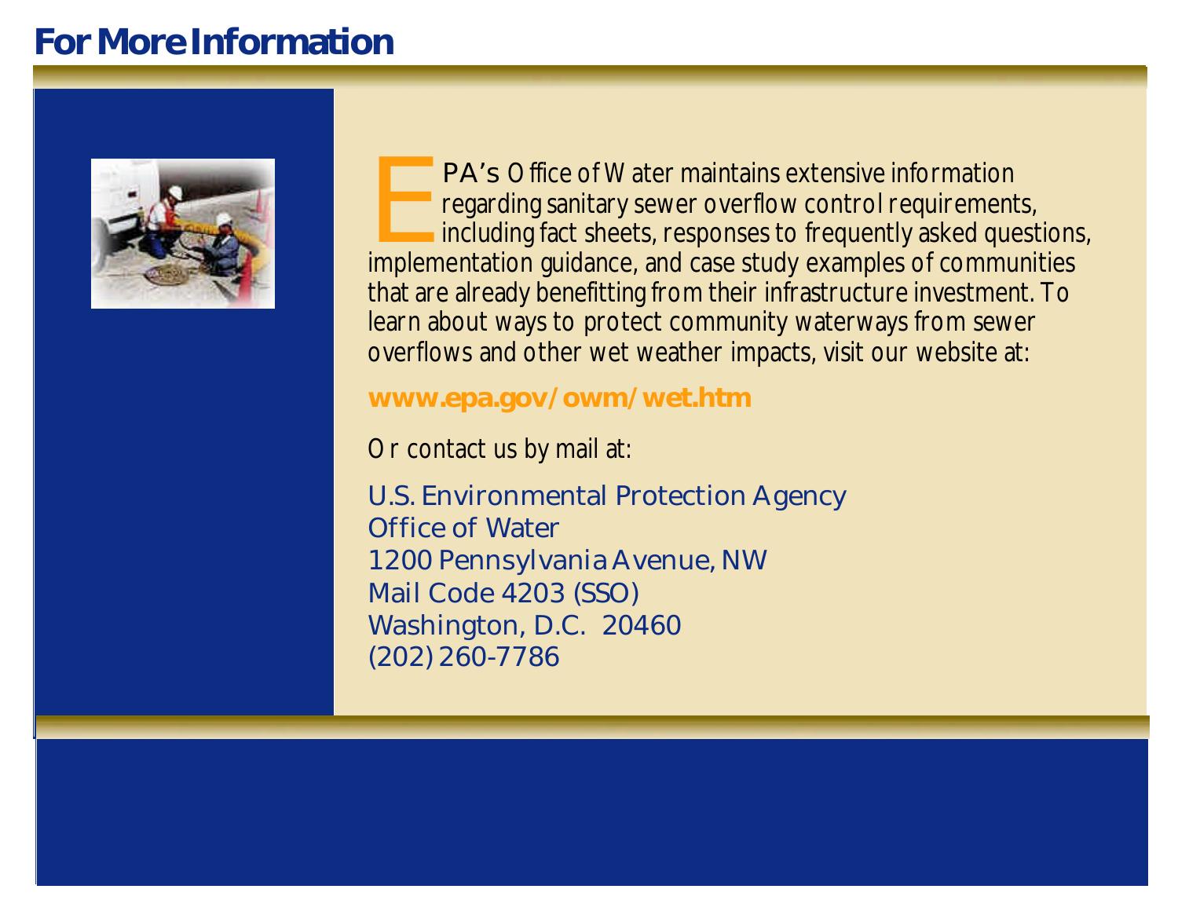# For More Information

EPA's Office of Water maintains extensive information regarding sanitary sewer overflow control requirements, including fact sheets, responses to frequently asked questions, implementation guidance, and case study examples of communities that are already benefitting from their infrastructure investment. To learn about ways to protect community waterways from sewer overflows and other wet weather impacts, visit our website at:

**www.epa.gov/owm/wet.htm**

Or contact us by mail at:

U.S. Environmental Protection Agency  
Office of Water  
1200 Pennsylvania Avenue, NW  
Mail Code 4203 (SSO)  
Washington, D.C. 20460  
(202) 260-7786